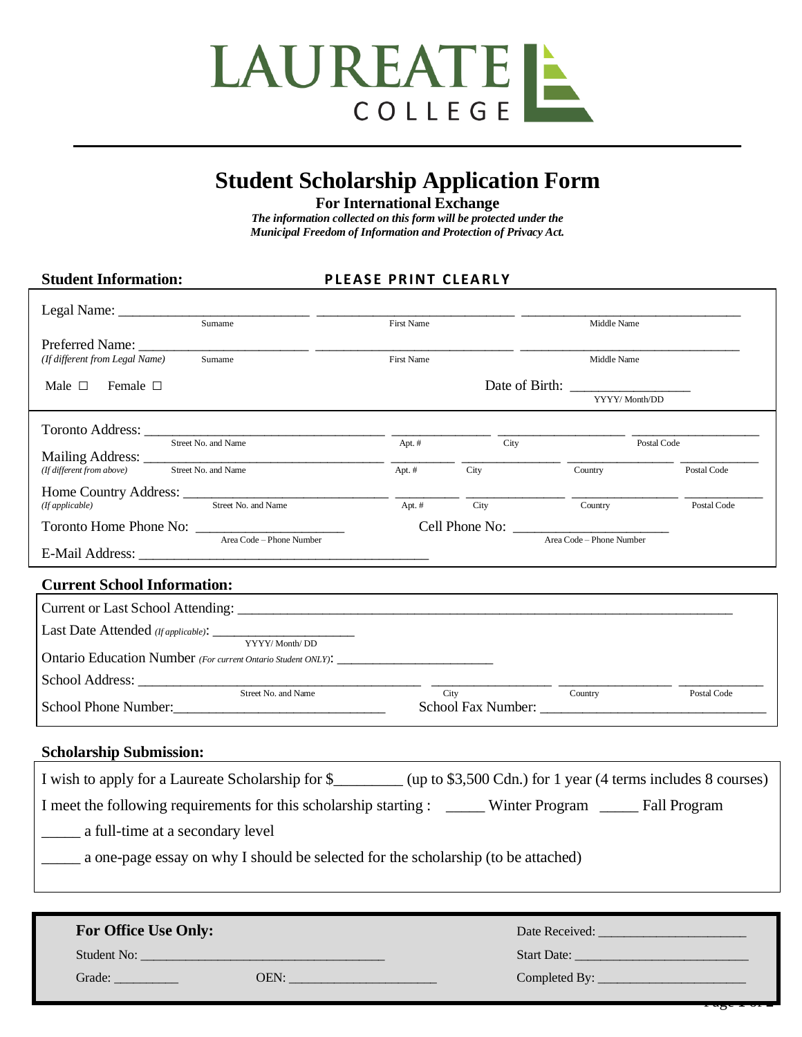# LAUREATE COLLEGE

## Student Scholarship Application Form

**For International Exchange**

***The information collected on this form will be protected under the Municipal Freedom of Information and Protection of Privacy Act.***

### Student Information: **PLEASE PRINT CLEARLY**

Legal Name: ___________________________ ___________________________ ______________________________
Surname | First Name | Middle Name

Preferred Name: ___________________________ ___________________________ ______________________________
*(If different from Legal Name)* Surname | First Name | Middle Name

Male ☐ Female ☐ Date of Birth: _________________ (YYYY/ Month/DD)

Toronto Address: ______________________________ ____________ ________________ ________________
Street No. and Name | Apt. # | City | Postal Code

Mailing Address: ______________________________ _________ _____________ ______________ __________
*(If different from above)* Street No. and Name | Apt. # | City | Country | Postal Code

Home Country Address: __________________________ _________ _____________ ______________ __________
*(If applicable)* Street No. and Name | Apt. # | City | Country | Postal Code

Toronto Home Phone No: _____________________ (Area Code – Phone Number) Cell Phone No: _____________________ (Area Code – Phone Number)

E-Mail Address: ________________________________________

### Current School Information:

Current or Last School Attending: ______________________________________________________________________

Last Date Attended *(If applicable)*: ____________________ (YYYY/ Month/ DD)

Ontario Education Number *(For current Ontario Student ONLY)*: ______________________

School Address: ________________________________________ ________________ ______________ ___________
Street No. and Name | City | Country | Postal Code

School Phone Number:______________________________ School Fax Number: ______________________________

### Scholarship Submission:

I wish to apply for a Laureate Scholarship for $________ (up to $3,500 Cdn.) for 1 year (4 terms includes 8 courses)

I meet the following requirements for this scholarship starting : _____ Winter Program _____ Fall Program

_____ a full-time at a secondary level

_____ a one-page essay on why I should be selected for the scholarship (to be attached)

### For Office Use Only:

Date Received: ______________________

Student No: ____________________________________

Start Date: _________________________

Grade: _________ OEN: ______________________

Completed By: ______________________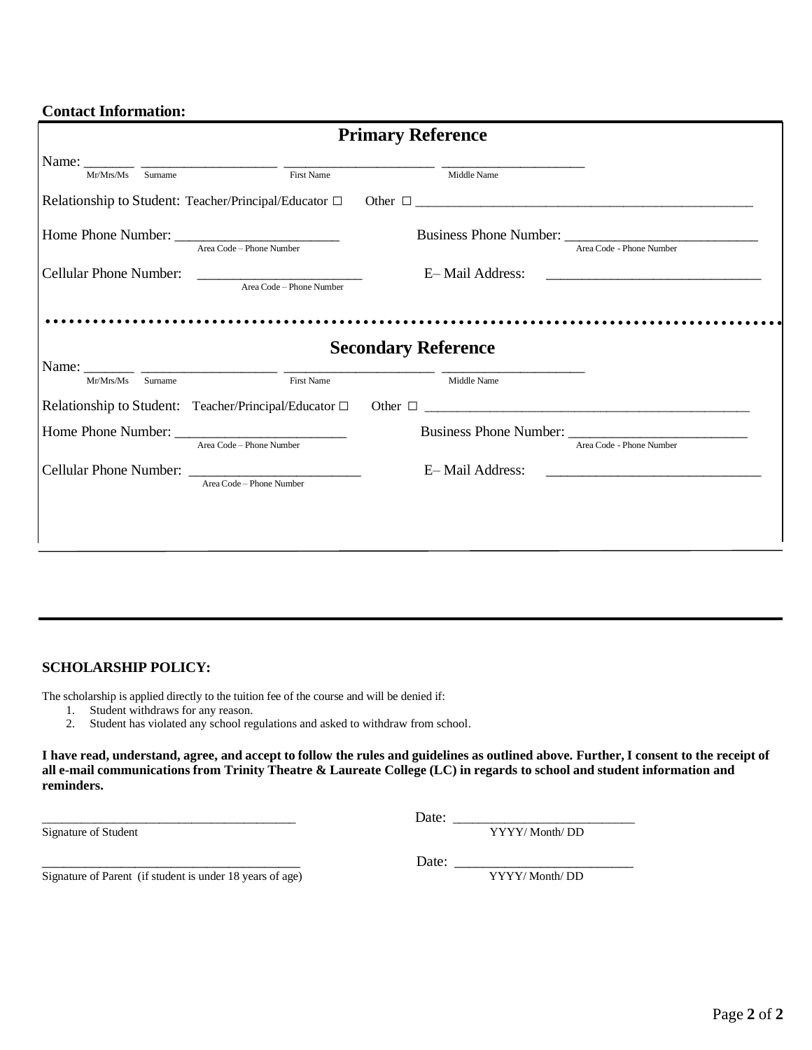**Contact Information:**

## Primary Reference

Name: _______ ___________________ ____________________ ___________________
Mr/Mrs/Ms Surname First Name Middle Name

Relationship to Student: Teacher/Principal/Educator ☐ Other ☐ ________________________________________________

Home Phone Number: ______________________ Business Phone Number: ___________________________
Area Code – Phone Number Area Code - Phone Number

Cellular Phone Number: ______________________ E– Mail Address: _____________________________
Area Code – Phone Number

## Secondary Reference

Name: _______ ___________________ ____________________ ___________________
Mr/Mrs/Ms Surname First Name Middle Name

Relationship to Student: Teacher/Principal/Educator ☐ Other ☐ ________________________________________________

Home Phone Number: ________________________ Business Phone Number: _________________________
Area Code – Phone Number Area Code - Phone Number

Cellular Phone Number: ________________________ E– Mail Address: _____________________________
Area Code – Phone Number

**SCHOLARSHIP POLICY:**

The scholarship is applied directly to the tuition fee of the course and will be denied if:

1. Student withdraws for any reason.
2. Student has violated any school regulations and asked to withdraw from school.

**I have read, understand, agree, and accept to follow the rules and guidelines as outlined above. Further, I consent to the receipt of all e-mail communications from Trinity Theatre & Laureate College (LC) in regards to school and student information and reminders.**

_______________________________________ Date: __________________________
Signature of Student YYYY/ Month/ DD

_______________________________________ Date: __________________________
Signature of Parent (if student is under 18 years of age) YYYY/ Month/ DD